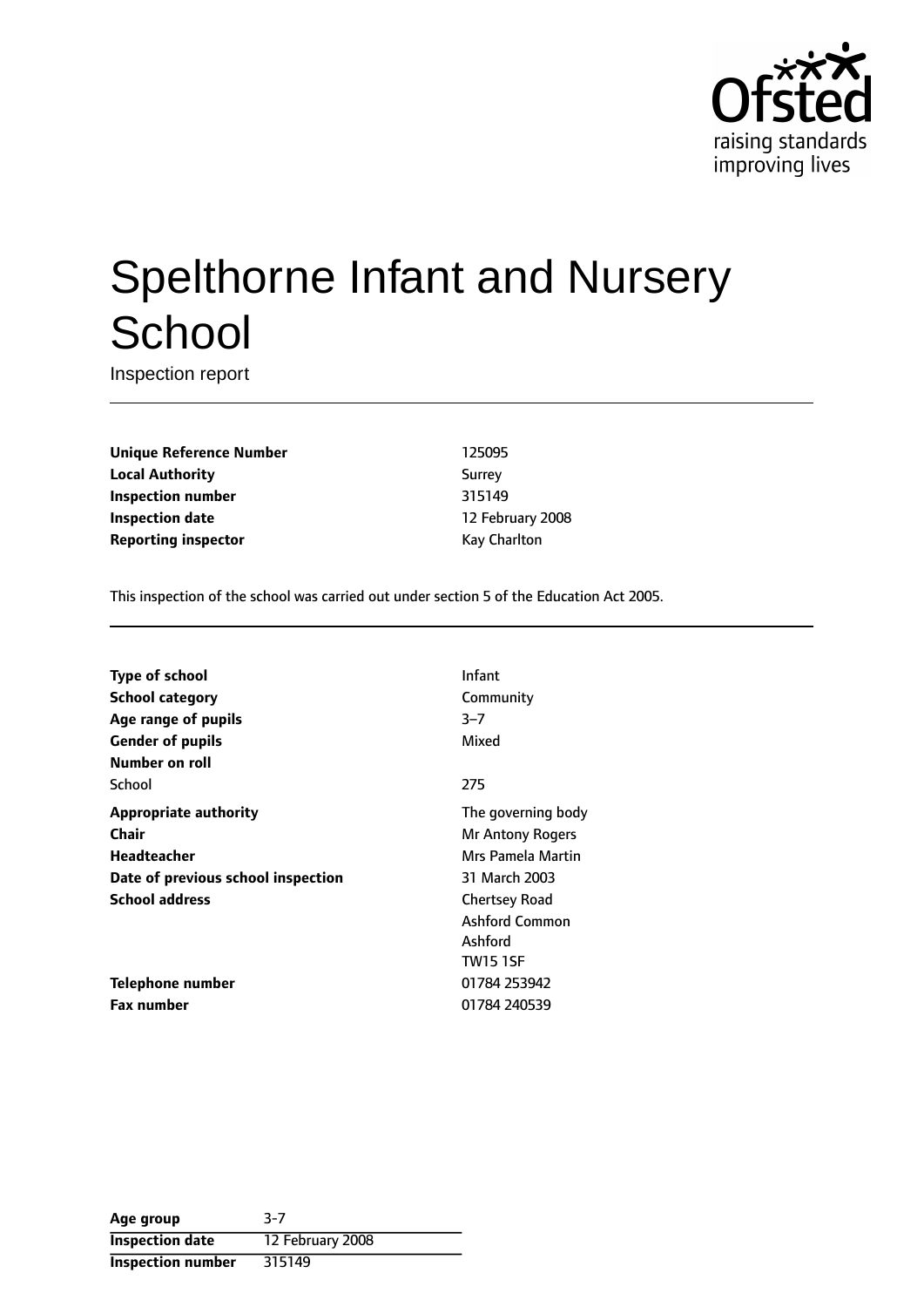# Spelthorne Infant and Nursery School

Inspection report

| | |
|---|---|
| **Unique Reference Number** | 125095 |
| **Local Authority** | Surrey |
| **Inspection number** | 315149 |
| **Inspection date** | 12 February 2008 |
| **Reporting inspector** | Kay Charlton |

This inspection of the school was carried out under section 5 of the Education Act 2005.

| | |
|---|---|
| **Type of school** | Infant |
| **School category** | Community |
| **Age range of pupils** | 3–7 |
| **Gender of pupils** | Mixed |
| **Number on roll** | |
| School | 275 |
| **Appropriate authority** | The governing body |
| **Chair** | Mr Antony Rogers |
| **Headteacher** | Mrs Pamela Martin |
| **Date of previous school inspection** | 31 March 2003 |
| **School address** | Chertsey Road<br>Ashford Common<br>Ashford<br>TW15 1SF |
| **Telephone number** | 01784 253942 |
| **Fax number** | 01784 240539 |

| | |
|---|---|
| **Age group** | 3-7 |
| **Inspection date** | 12 February 2008 |
| **Inspection number** | 315149 |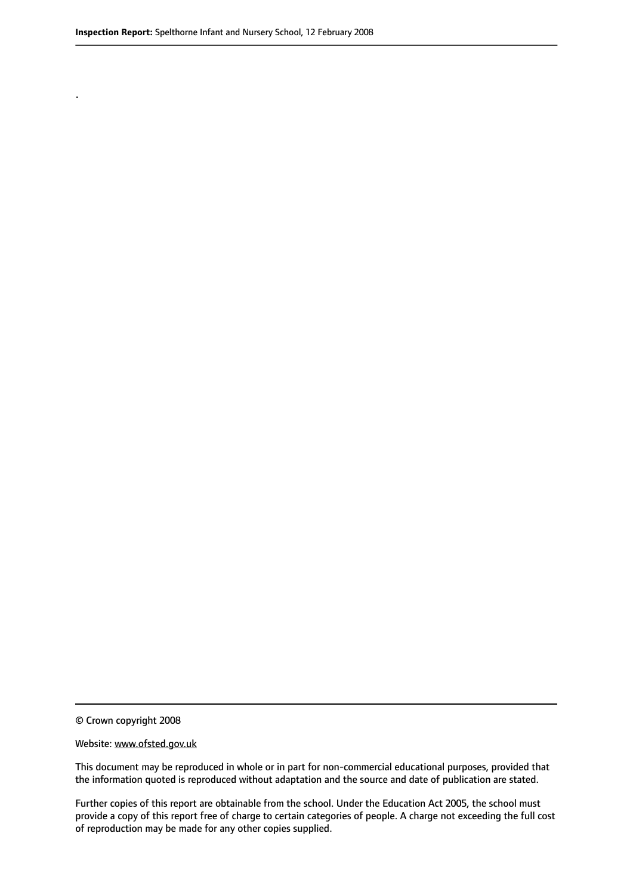.

© Crown copyright 2008

Website: www.ofsted.gov.uk

This document may be reproduced in whole or in part for non-commercial educational purposes, provided that the information quoted is reproduced without adaptation and the source and date of publication are stated.

Further copies of this report are obtainable from the school. Under the Education Act 2005, the school must provide a copy of this report free of charge to certain categories of people. A charge not exceeding the full cost of reproduction may be made for any other copies supplied.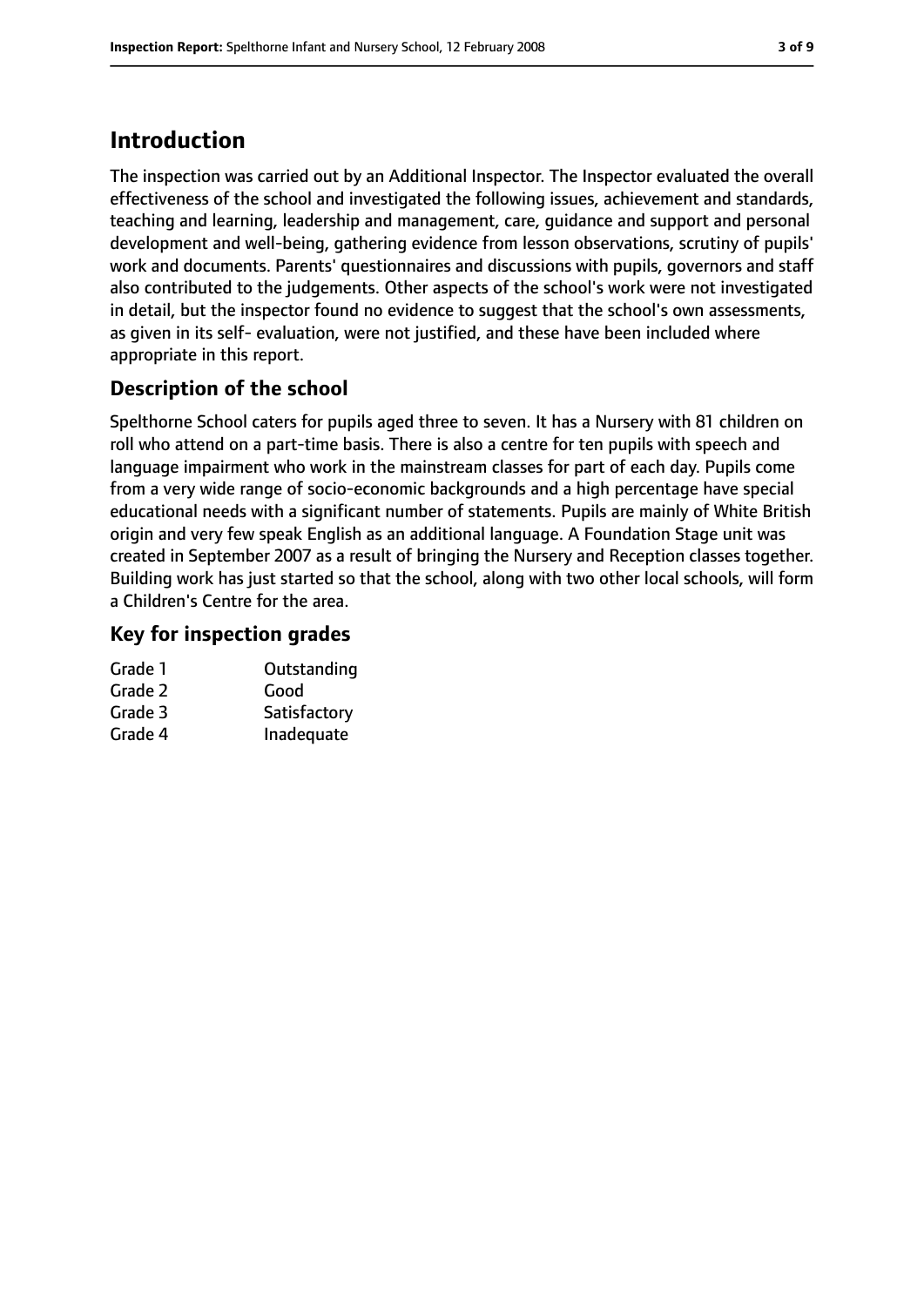## Introduction

The inspection was carried out by an Additional Inspector. The Inspector evaluated the overall effectiveness of the school and investigated the following issues, achievement and standards, teaching and learning, leadership and management, care, guidance and support and personal development and well-being, gathering evidence from lesson observations, scrutiny of pupils' work and documents. Parents' questionnaires and discussions with pupils, governors and staff also contributed to the judgements. Other aspects of the school's work were not investigated in detail, but the inspector found no evidence to suggest that the school's own assessments, as given in its self- evaluation, were not justified, and these have been included where appropriate in this report.

### Description of the school

Spelthorne School caters for pupils aged three to seven. It has a Nursery with 81 children on roll who attend on a part-time basis. There is also a centre for ten pupils with speech and language impairment who work in the mainstream classes for part of each day. Pupils come from a very wide range of socio-economic backgrounds and a high percentage have special educational needs with a significant number of statements. Pupils are mainly of White British origin and very few speak English as an additional language. A Foundation Stage unit was created in September 2007 as a result of bringing the Nursery and Reception classes together. Building work has just started so that the school, along with two other local schools, will form a Children's Centre for the area.

### Key for inspection grades

| | |
|---|---|
| Grade 1 | Outstanding |
| Grade 2 | Good |
| Grade 3 | Satisfactory |
| Grade 4 | Inadequate |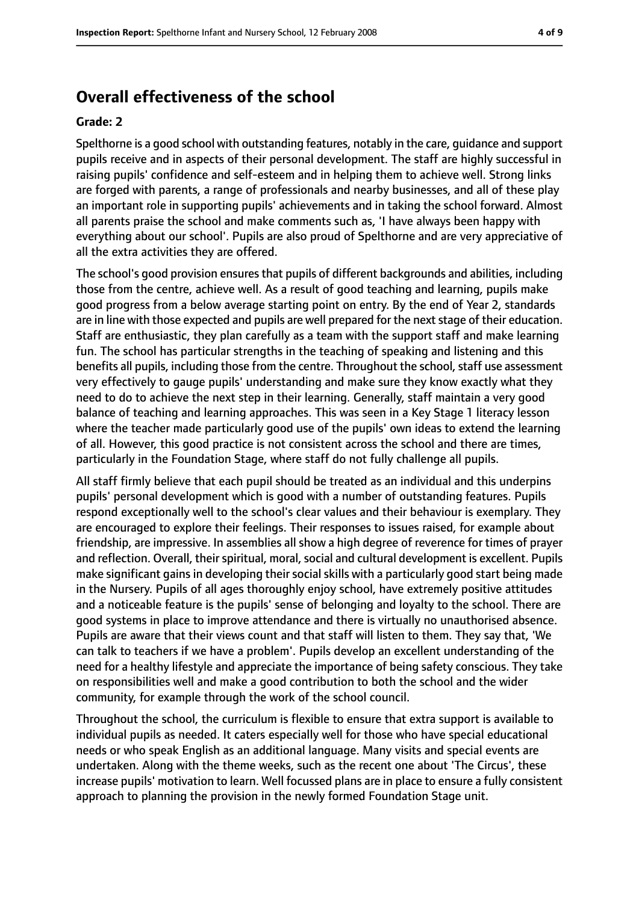# Overall effectiveness of the school

**Grade: 2**

Spelthorne is a good school with outstanding features, notably in the care, guidance and support pupils receive and in aspects of their personal development. The staff are highly successful in raising pupils' confidence and self-esteem and in helping them to achieve well. Strong links are forged with parents, a range of professionals and nearby businesses, and all of these play an important role in supporting pupils' achievements and in taking the school forward. Almost all parents praise the school and make comments such as, 'I have always been happy with everything about our school'. Pupils are also proud of Spelthorne and are very appreciative of all the extra activities they are offered.

The school's good provision ensures that pupils of different backgrounds and abilities, including those from the centre, achieve well. As a result of good teaching and learning, pupils make good progress from a below average starting point on entry. By the end of Year 2, standards are in line with those expected and pupils are well prepared for the next stage of their education. Staff are enthusiastic, they plan carefully as a team with the support staff and make learning fun. The school has particular strengths in the teaching of speaking and listening and this benefits all pupils, including those from the centre. Throughout the school, staff use assessment very effectively to gauge pupils' understanding and make sure they know exactly what they need to do to achieve the next step in their learning. Generally, staff maintain a very good balance of teaching and learning approaches. This was seen in a Key Stage 1 literacy lesson where the teacher made particularly good use of the pupils' own ideas to extend the learning of all. However, this good practice is not consistent across the school and there are times, particularly in the Foundation Stage, where staff do not fully challenge all pupils.

All staff firmly believe that each pupil should be treated as an individual and this underpins pupils' personal development which is good with a number of outstanding features. Pupils respond exceptionally well to the school's clear values and their behaviour is exemplary. They are encouraged to explore their feelings. Their responses to issues raised, for example about friendship, are impressive. In assemblies all show a high degree of reverence for times of prayer and reflection. Overall, their spiritual, moral, social and cultural development is excellent. Pupils make significant gains in developing their social skills with a particularly good start being made in the Nursery. Pupils of all ages thoroughly enjoy school, have extremely positive attitudes and a noticeable feature is the pupils' sense of belonging and loyalty to the school. There are good systems in place to improve attendance and there is virtually no unauthorised absence. Pupils are aware that their views count and that staff will listen to them. They say that, 'We can talk to teachers if we have a problem'. Pupils develop an excellent understanding of the need for a healthy lifestyle and appreciate the importance of being safety conscious. They take on responsibilities well and make a good contribution to both the school and the wider community, for example through the work of the school council.

Throughout the school, the curriculum is flexible to ensure that extra support is available to individual pupils as needed. It caters especially well for those who have special educational needs or who speak English as an additional language. Many visits and special events are undertaken. Along with the theme weeks, such as the recent one about 'The Circus', these increase pupils' motivation to learn. Well focussed plans are in place to ensure a fully consistent approach to planning the provision in the newly formed Foundation Stage unit.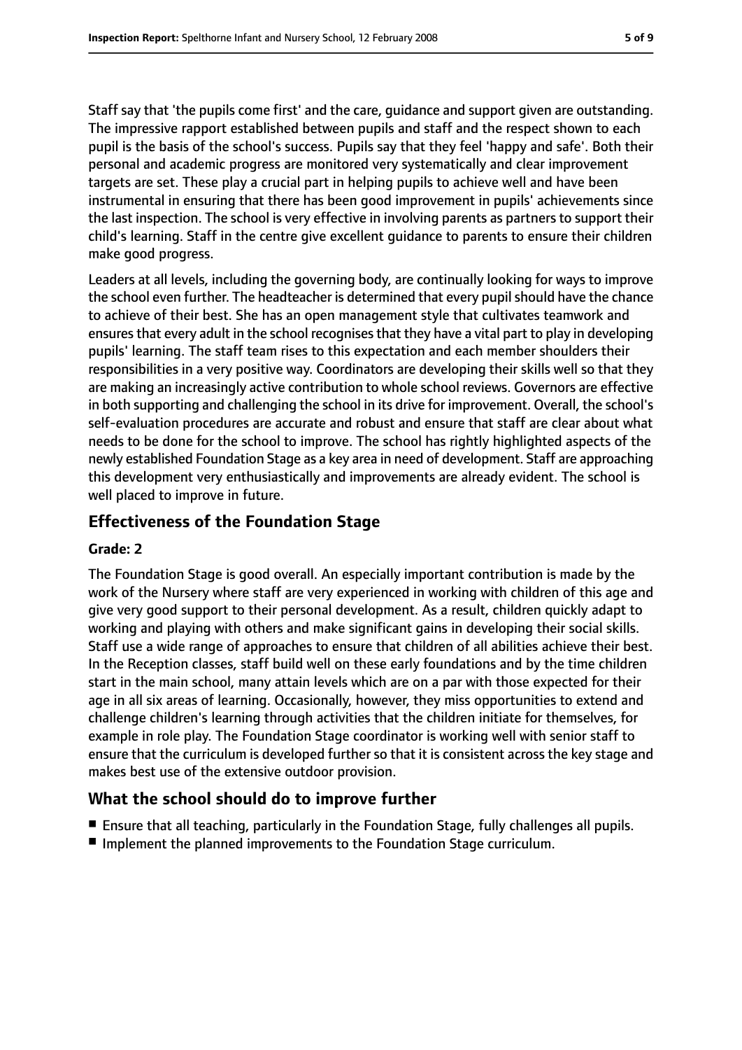Staff say that 'the pupils come first' and the care, guidance and support given are outstanding. The impressive rapport established between pupils and staff and the respect shown to each pupil is the basis of the school's success. Pupils say that they feel 'happy and safe'. Both their personal and academic progress are monitored very systematically and clear improvement targets are set. These play a crucial part in helping pupils to achieve well and have been instrumental in ensuring that there has been good improvement in pupils' achievements since the last inspection. The school is very effective in involving parents as partners to support their child's learning. Staff in the centre give excellent guidance to parents to ensure their children make good progress.

Leaders at all levels, including the governing body, are continually looking for ways to improve the school even further. The headteacher is determined that every pupil should have the chance to achieve of their best. She has an open management style that cultivates teamwork and ensures that every adult in the school recognises that they have a vital part to play in developing pupils' learning. The staff team rises to this expectation and each member shoulders their responsibilities in a very positive way. Coordinators are developing their skills well so that they are making an increasingly active contribution to whole school reviews. Governors are effective in both supporting and challenging the school in its drive for improvement. Overall, the school's self-evaluation procedures are accurate and robust and ensure that staff are clear about what needs to be done for the school to improve. The school has rightly highlighted aspects of the newly established Foundation Stage as a key area in need of development. Staff are approaching this development very enthusiastically and improvements are already evident. The school is well placed to improve in future.

## Effectiveness of the Foundation Stage

### Grade: 2

The Foundation Stage is good overall. An especially important contribution is made by the work of the Nursery where staff are very experienced in working with children of this age and give very good support to their personal development. As a result, children quickly adapt to working and playing with others and make significant gains in developing their social skills. Staff use a wide range of approaches to ensure that children of all abilities achieve their best. In the Reception classes, staff build well on these early foundations and by the time children start in the main school, many attain levels which are on a par with those expected for their age in all six areas of learning. Occasionally, however, they miss opportunities to extend and challenge children's learning through activities that the children initiate for themselves, for example in role play. The Foundation Stage coordinator is working well with senior staff to ensure that the curriculum is developed further so that it is consistent across the key stage and makes best use of the extensive outdoor provision.

## What the school should do to improve further

- Ensure that all teaching, particularly in the Foundation Stage, fully challenges all pupils.
- Implement the planned improvements to the Foundation Stage curriculum.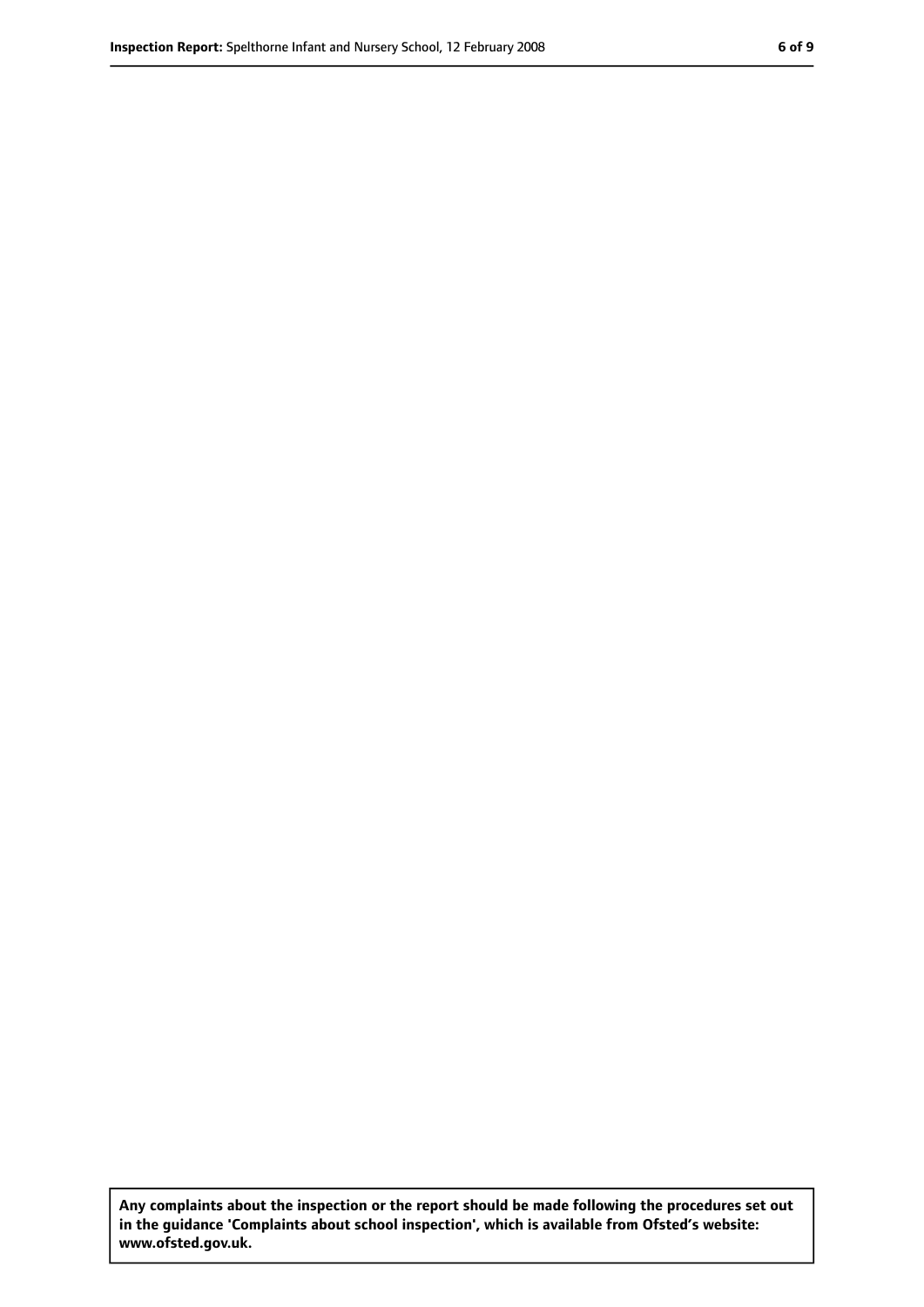**Any complaints about the inspection or the report should be made following the procedures set out in the guidance 'Complaints about school inspection', which is available from Ofsted's website: www.ofsted.gov.uk.**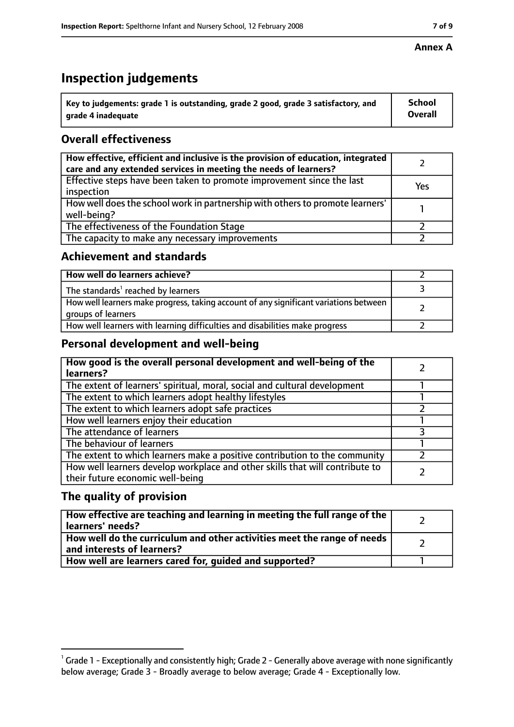**Annex A**

# Inspection judgements

| Key to judgements: grade 1 is outstanding, grade 2 good, grade 3 satisfactory, and grade 4 inadequate | School Overall |
|---|---|

## Overall effectiveness

| | |
|---|---|
| **How effective, efficient and inclusive is the provision of education, integrated care and any extended services in meeting the needs of learners?** | 2 |
| Effective steps have been taken to promote improvement since the last inspection | Yes |
| How well does the school work in partnership with others to promote learners' well-being? | 1 |
| The effectiveness of the Foundation Stage | 2 |
| The capacity to make any necessary improvements | 2 |

## Achievement and standards

| | |
|---|---|
| **How well do learners achieve?** | 2 |
| The standards[1] reached by learners | 3 |
| How well learners make progress, taking account of any significant variations between groups of learners | 2 |
| How well learners with learning difficulties and disabilities make progress | 2 |

## Personal development and well-being

| | |
|---|---|
| **How good is the overall personal development and well-being of the learners?** | 2 |
| The extent of learners' spiritual, moral, social and cultural development | 1 |
| The extent to which learners adopt healthy lifestyles | 1 |
| The extent to which learners adopt safe practices | 2 |
| How well learners enjoy their education | 1 |
| The attendance of learners | 3 |
| The behaviour of learners | 1 |
| The extent to which learners make a positive contribution to the community | 2 |
| How well learners develop workplace and other skills that will contribute to their future economic well-being | 2 |

## The quality of provision

| | |
|---|---|
| **How effective are teaching and learning in meeting the full range of the learners' needs?** | 2 |
| **How well do the curriculum and other activities meet the range of needs and interests of learners?** | 2 |
| **How well are learners cared for, guided and supported?** | 1 |

[1] Grade 1 - Exceptionally and consistently high; Grade 2 - Generally above average with none significantly below average; Grade 3 - Broadly average to below average; Grade 4 - Exceptionally low.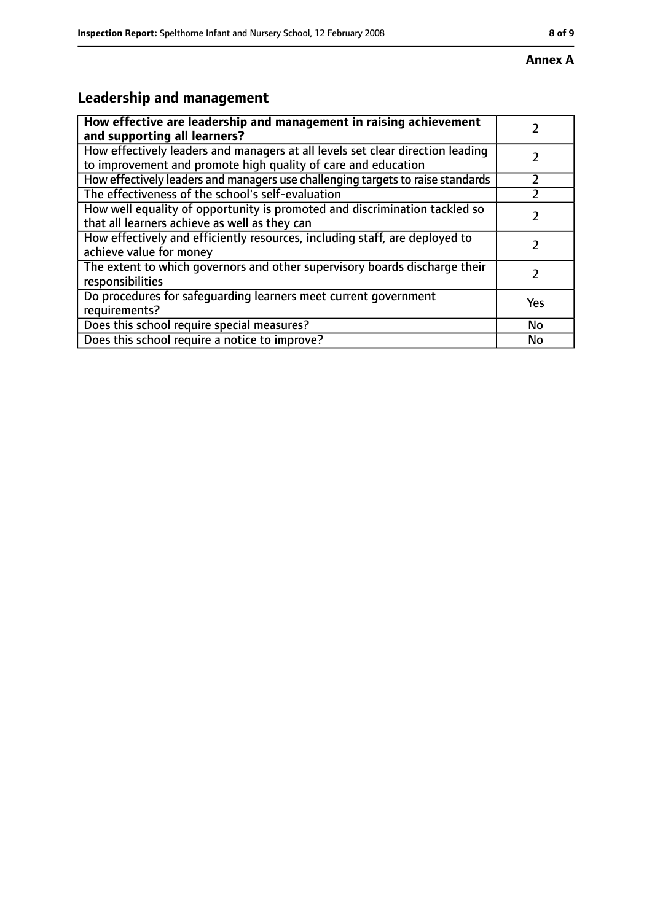**Annex A**

## Leadership and management

| | |
|---|---|
| **How effective are leadership and management in raising achievement and supporting all learners?** | 2 |
| How effectively leaders and managers at all levels set clear direction leading to improvement and promote high quality of care and education | 2 |
| How effectively leaders and managers use challenging targets to raise standards | 2 |
| The effectiveness of the school's self-evaluation | 2 |
| How well equality of opportunity is promoted and discrimination tackled so that all learners achieve as well as they can | 2 |
| How effectively and efficiently resources, including staff, are deployed to achieve value for money | 2 |
| The extent to which governors and other supervisory boards discharge their responsibilities | 2 |
| Do procedures for safeguarding learners meet current government requirements? | Yes |
| Does this school require special measures? | No |
| Does this school require a notice to improve? | No |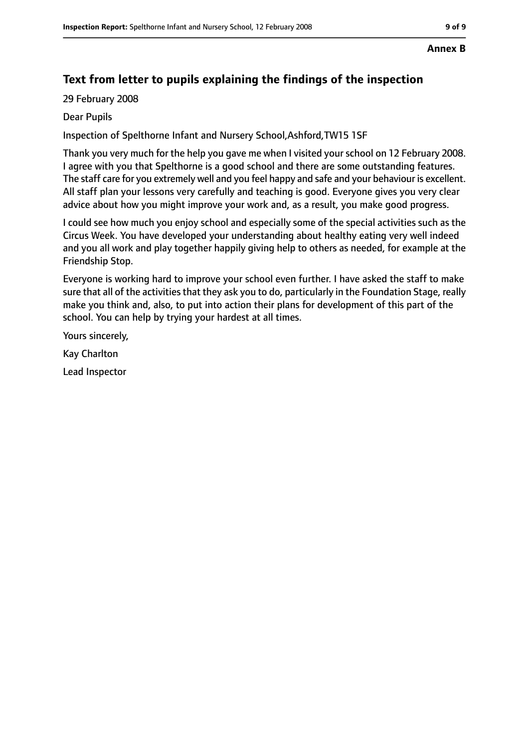**Annex B**

## Text from letter to pupils explaining the findings of the inspection

29 February 2008

Dear Pupils

Inspection of Spelthorne Infant and Nursery School,Ashford,TW15 1SF

Thank you very much for the help you gave me when I visited your school on 12 February 2008. I agree with you that Spelthorne is a good school and there are some outstanding features. The staff care for you extremely well and you feel happy and safe and your behaviour is excellent. All staff plan your lessons very carefully and teaching is good. Everyone gives you very clear advice about how you might improve your work and, as a result, you make good progress.

I could see how much you enjoy school and especially some of the special activities such as the Circus Week. You have developed your understanding about healthy eating very well indeed and you all work and play together happily giving help to others as needed, for example at the Friendship Stop.

Everyone is working hard to improve your school even further. I have asked the staff to make sure that all of the activities that they ask you to do, particularly in the Foundation Stage, really make you think and, also, to put into action their plans for development of this part of the school. You can help by trying your hardest at all times.

Yours sincerely,

Kay Charlton

Lead Inspector